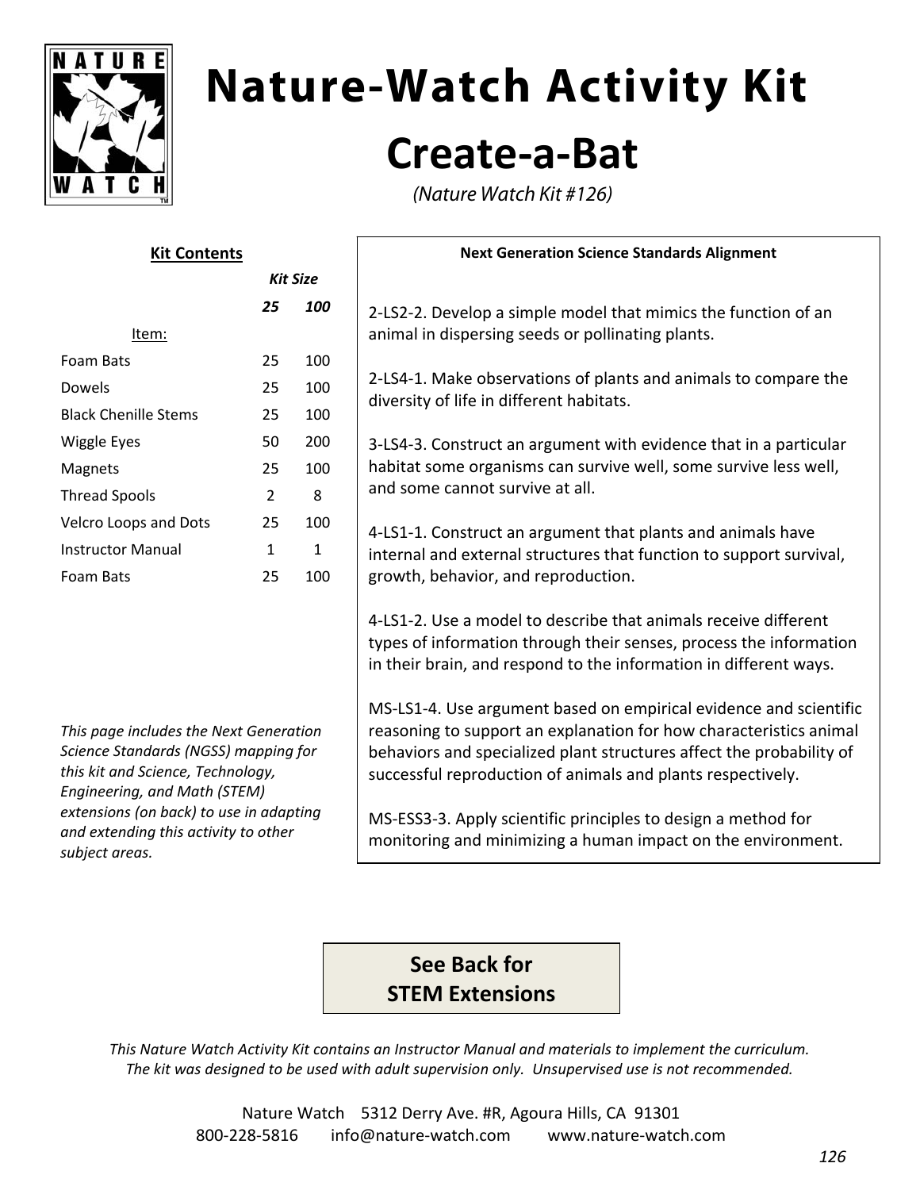# Nature-Watch Activity Kit

## Create-a-Bat

*(Nature Watch Kit #126)*

### Kit Contents

| Item: | *Kit Size* **25** | **100** |
|---|---|---|
| Foam Bats | 25 | 100 |
| Dowels | 25 | 100 |
| Black Chenille Stems | 25 | 100 |
| Wiggle Eyes | 50 | 200 |
| Magnets | 25 | 100 |
| Thread Spools | 2 | 8 |
| Velcro Loops and Dots | 25 | 100 |
| Instructor Manual | 1 | 1 |
| Foam Bats | 25 | 100 |

*This page includes the Next Generation Science Standards (NGSS) mapping for this kit and Science, Technology, Engineering, and Math (STEM) extensions (on back) to use in adapting and extending this activity to other subject areas.*

### Next Generation Science Standards Alignment

2-LS2-2. Develop a simple model that mimics the function of an animal in dispersing seeds or pollinating plants.

2-LS4-1. Make observations of plants and animals to compare the diversity of life in different habitats.

3-LS4-3. Construct an argument with evidence that in a particular habitat some organisms can survive well, some survive less well, and some cannot survive at all.

4-LS1-1. Construct an argument that plants and animals have internal and external structures that function to support survival, growth, behavior, and reproduction.

4-LS1-2. Use a model to describe that animals receive different types of information through their senses, process the information in their brain, and respond to the information in different ways.

MS-LS1-4. Use argument based on empirical evidence and scientific reasoning to support an explanation for how characteristics animal behaviors and specialized plant structures affect the probability of successful reproduction of animals and plants respectively.

MS-ESS3-3. Apply scientific principles to design a method for monitoring and minimizing a human impact on the environment.

**See Back for STEM Extensions**

*This Nature Watch Activity Kit contains an Instructor Manual and materials to implement the curriculum. The kit was designed to be used with adult supervision only. Unsupervised use is not recommended.*

Nature Watch 5312 Derry Ave. #R, Agoura Hills, CA 91301
800-228-5816 info@nature-watch.com www.nature-watch.com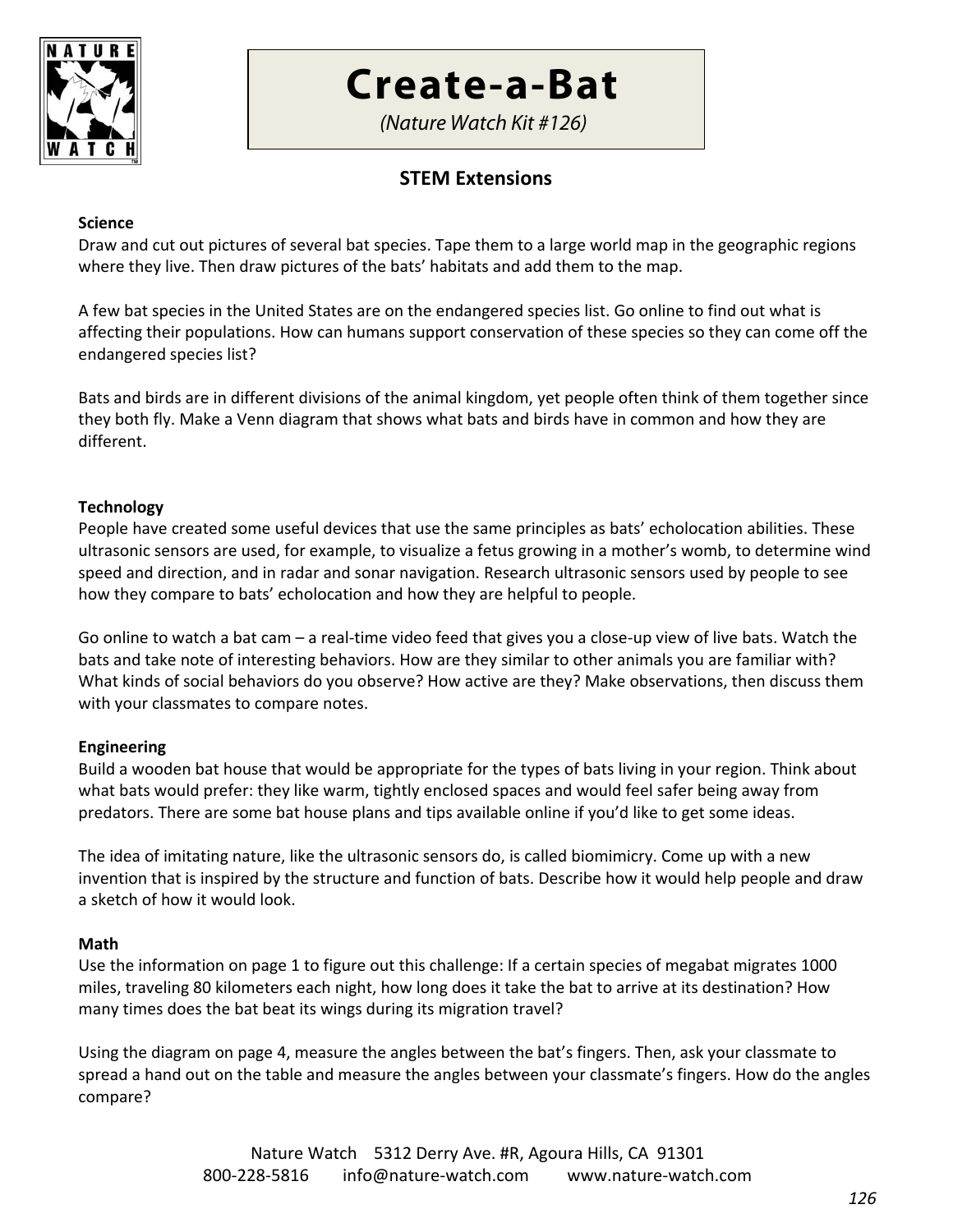# Create-a-Bat

*(Nature Watch Kit #126)*

## STEM Extensions

**Science**

Draw and cut out pictures of several bat species. Tape them to a large world map in the geographic regions where they live. Then draw pictures of the bats' habitats and add them to the map.

A few bat species in the United States are on the endangered species list. Go online to find out what is affecting their populations. How can humans support conservation of these species so they can come off the endangered species list?

Bats and birds are in different divisions of the animal kingdom, yet people often think of them together since they both fly. Make a Venn diagram that shows what bats and birds have in common and how they are different.

**Technology**

People have created some useful devices that use the same principles as bats' echolocation abilities. These ultrasonic sensors are used, for example, to visualize a fetus growing in a mother's womb, to determine wind speed and direction, and in radar and sonar navigation. Research ultrasonic sensors used by people to see how they compare to bats' echolocation and how they are helpful to people.

Go online to watch a bat cam – a real-time video feed that gives you a close-up view of live bats. Watch the bats and take note of interesting behaviors. How are they similar to other animals you are familiar with? What kinds of social behaviors do you observe? How active are they? Make observations, then discuss them with your classmates to compare notes.

**Engineering**

Build a wooden bat house that would be appropriate for the types of bats living in your region. Think about what bats would prefer: they like warm, tightly enclosed spaces and would feel safer being away from predators. There are some bat house plans and tips available online if you'd like to get some ideas.

The idea of imitating nature, like the ultrasonic sensors do, is called biomimicry. Come up with a new invention that is inspired by the structure and function of bats. Describe how it would help people and draw a sketch of how it would look.

**Math**

Use the information on page 1 to figure out this challenge: If a certain species of megabat migrates 1000 miles, traveling 80 kilometers each night, how long does it take the bat to arrive at its destination? How many times does the bat beat its wings during its migration travel?

Using the diagram on page 4, measure the angles between the bat's fingers. Then, ask your classmate to spread a hand out on the table and measure the angles between your classmate's fingers. How do the angles compare?

Nature Watch 5312 Derry Ave. #R, Agoura Hills, CA 91301
800-228-5816 info@nature-watch.com www.nature-watch.com